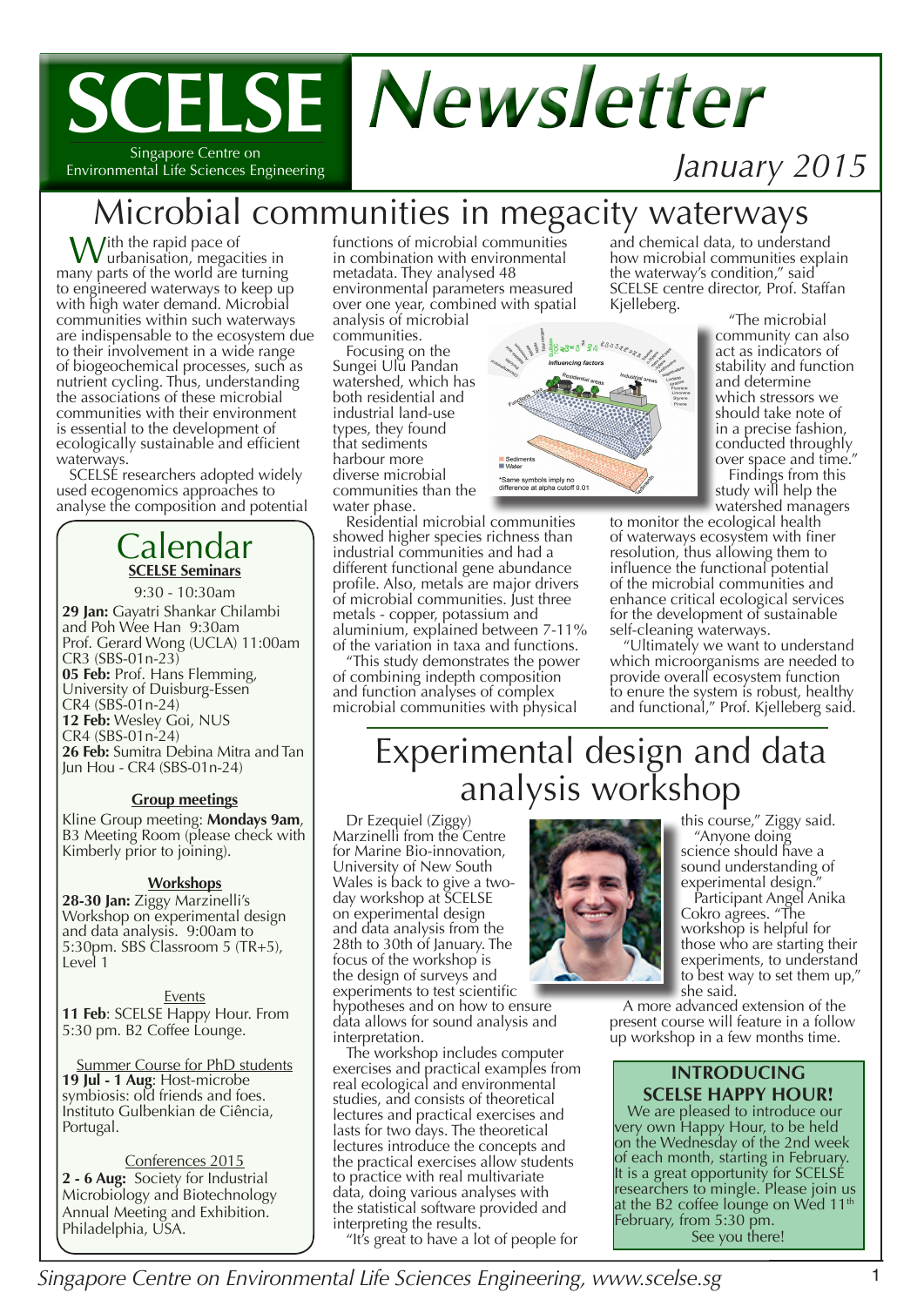# SCELSE Newsletter

Singapore Centre on Environmental Life Sciences Engineering

*January 2015*

## Microbial communities in megacity waterways

With the rapid pace of urbanisation, megacities in many parts of the world are turning to engineered waterways to keep up with high water demand. Microbial communities within such waterways are indispensable to the ecosystem due to their involvement in a wide range of biogeochemical processes, such as nutrient cycling. Thus, understanding the associations of these microbial communities with their environment is essential to the development of ecologically sustainable and efficient waterways.

SCELSE researchers adopted widely used ecogenomics approaches to analyse the composition and potential functions of microbial communities in combination with environmental metadata. They analysed 48 environmental parameters measured over one year, combined with spatial analysis of microbial communities.

Focusing on the Sungei Ulu Pandan watershed, which has both residential and industrial land-use types, they found that sediments harbour more diverse microbial communities than the water phase.

Residential microbial communities showed higher species richness than industrial communities and had a different functional gene abundance profile. Also, metals are major drivers of microbial communities. Just three metals - copper, potassium and aluminium, explained between 7-11% of the variation in taxa and functions.

"This study demonstrates the power of combining indepth composition and function analyses of complex microbial communities with physical and chemical data, to understand how microbial communities explain the waterway's condition," said SCELSE centre director, Prof. Staffan Kjelleberg.

"The microbial community can also act as indicators of stability and function and determine which stressors we should take note of in a precise fashion, conducted throughly over space and time."

Findings from this study will help the watershed managers to monitor the ecological health of waterways ecosystem with finer resolution, thus allowing them to influence the functional potential of the microbial communities and enhance critical ecological services for the development of sustainable self-cleaning waterways.

"Ultimately we want to understand which microorganisms are needed to provide overall ecosystem function to enure the system is robust, healthy and functional," Prof. Kjelleberg said.

## Experimental design and data analysis workshop

Dr Ezequiel (Ziggy) Marzinelli from the Centre for Marine Bio-innovation, University of New South Wales is back to give a two-day workshop at SCELSE on experimental design and data analysis from the 28th to 30th of January. The focus of the workshop is the design of surveys and experiments to test scientific hypotheses and on how to ensure data allows for sound analysis and interpretation.

The workshop includes computer exercises and practical examples from real ecological and environmental studies, and consists of theoretical lectures and practical exercises and lasts for two days. The theoretical lectures introduce the concepts and the practical exercises allow students to practice with real multivariate data, doing various analyses with the statistical software provided and interpreting the results.

"It's great to have a lot of people for this course," Ziggy said.

"Anyone doing science should have a sound understanding of experimental design."

Participant Angel Anika Cokro agrees. "The workshop is helpful for those who are starting their experiments, to understand to best way to set them up," she said.

A more advanced extension of the present course will feature in a follow up workshop in a few months time.

### INTRODUCING SCELSE HAPPY HOUR!

We are pleased to introduce our very own Happy Hour, to be held on the Wednesday of the 2nd week of each month, starting in February. It is a great opportunity for SCELSE researchers to mingle. Please join us at the B2 coffee lounge on Wed 11th February, from 5:30 pm.

See you there!

## Calendar

**SCELSE Seminars**

9:30 - 10:30am

**29 Jan:** Gayatri Shankar Chilambi and Poh Wee Han 9:30am
Prof. Gerard Wong (UCLA) 11:00am
CR3 (SBS-01n-23)

**05 Feb:** Prof. Hans Flemming, University of Duisburg-Essen
CR4 (SBS-01n-24)

**12 Feb:** Wesley Goi, NUS
CR4 (SBS-01n-24)

**26 Feb:** Sumitra Debina Mitra and Tan Jun Hou - CR4 (SBS-01n-24)

**Group meetings**

Kline Group meeting: **Mondays 9am**, B3 Meeting Room (please check with Kimberly prior to joining).

**Workshops**

**28-30 Jan:** Ziggy Marzinelli's Workshop on experimental design and data analysis. 9:00am to 5:30pm. SBS Classroom 5 (TR+5), Level 1

Events

**11 Feb**: SCELSE Happy Hour. From 5:30 pm. B2 Coffee Lounge.

Summer Course for PhD students

**19 Jul - 1 Aug**: Host-microbe symbiosis: old friends and foes. Instituto Gulbenkian de Ciência, Portugal.

Conferences 2015

**2 - 6 Aug:** Society for Industrial Microbiology and Biotechnology Annual Meeting and Exhibition. Philadelphia, USA.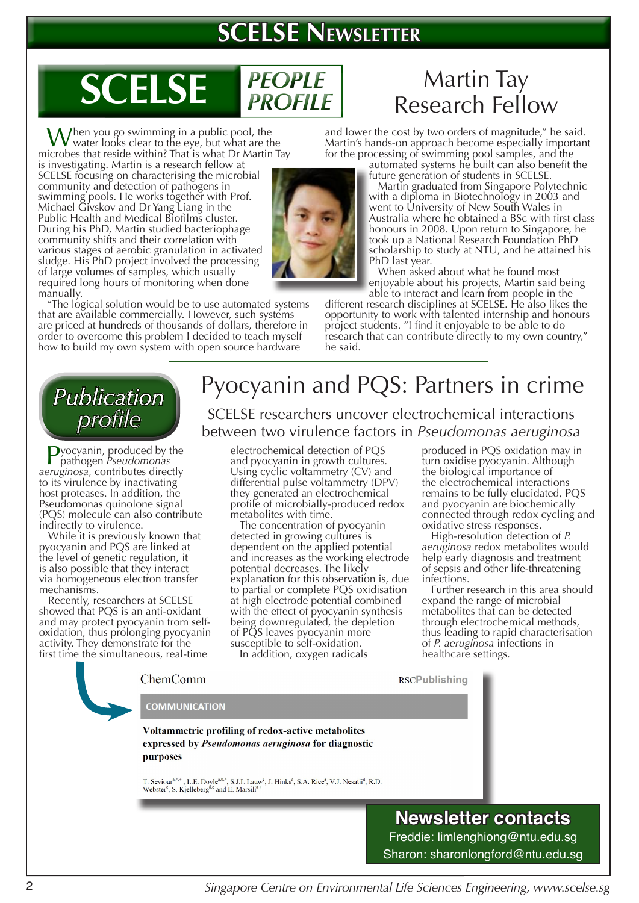# SCELSE PEOPLE PROFILE

## Martin Tay
## Research Fellow

When you go swimming in a public pool, the water looks clear to the eye, but what are the microbes that reside within? That is what Dr Martin Tay is investigating. Martin is a research fellow at SCELSE focusing on characterising the microbial community and detection of pathogens in swimming pools. He works together with Prof. Michael Givskov and Dr Yang Liang in the Public Health and Medical Biofilms cluster. During his PhD, Martin studied bacteriophage community shifts and their correlation with various stages of aerobic granulation in activated sludge. His PhD project involved the processing of large volumes of samples, which usually required long hours of monitoring when done manually.

"The logical solution would be to use automated systems that are available commercially. However, such systems are priced at hundreds of thousands of dollars, therefore in order to overcome this problem I decided to teach myself how to build my own system with open source hardware and lower the cost by two orders of magnitude," he said. Martin's hands-on approach become especially important for the processing of swimming pool samples, and the automated systems he built can also benefit the future generation of students in SCELSE.

Martin graduated from Singapore Polytechnic with a diploma in Biotechnology in 2003 and went to University of New South Wales in Australia where he obtained a BSc with first class honours in 2008. Upon return to Singapore, he took up a National Research Foundation PhD scholarship to study at NTU, and he attained his PhD last year.

When asked about what he found most enjoyable about his projects, Martin said being able to interact and learn from people in the different research disciplines at SCELSE. He also likes the opportunity to work with talented internship and honours project students. "I find it enjoyable to be able to do research that can contribute directly to my own country," he said.

## Publication profile

# Pyocyanin and PQS: Partners in crime

### SCELSE researchers uncover electrochemical interactions between two virulence factors in *Pseudomonas aeruginosa*

Pyocyanin, produced by the pathogen *Pseudomonas aeruginosa*, contributes directly to its virulence by inactivating host proteases. In addition, the Pseudomonas quinolone signal (PQS) molecule can also contribute indirectly to virulence.

While it is previously known that pyocyanin and PQS are linked at the level of genetic regulation, it is also possible that they interact via homogeneous electron transfer mechanisms.

Recently, researchers at SCELSE showed that PQS is an anti-oxidant and may protect pyocyanin from self-oxidation, thus prolonging pyocyanin activity. They demonstrate for the first time the simultaneous, real-time electrochemical detection of PQS and pyocyanin in growth cultures. Using cyclic voltammetry (CV) and differential pulse voltammetry (DPV) they generated an electrochemical profile of microbially-produced redox metabolites with time.

The concentration of pyocyanin detected in growing cultures is dependent on the applied potential and increases as the working electrode potential decreases. The likely explanation for this observation is, due to partial or complete PQS oxidisation at high electrode potential combined with the effect of pyocyanin synthesis being downregulated, the depletion of PQS leaves pyocyanin more susceptible to self-oxidation.

In addition, oxygen radicals produced in PQS oxidation may in turn oxidise pyocyanin. Although the biological importance of the electrochemical interactions remains to be fully elucidated, PQS and pyocyanin are biochemically connected through redox cycling and oxidative stress responses.

High-resolution detection of *P. aeruginosa* redox metabolites would help early diagnosis and treatment of sepsis and other life-threatening infections.

Further research in this area should expand the range of microbial metabolites that can be detected through electrochemical methods, thus leading to rapid characterisation of *P. aeruginosa* infections in healthcare settings.

ChemComm  RSCPublishing

COMMUNICATION

**Voltammetric profiling of redox-active metabolites expressed by *Pseudomonas aeruginosa* for diagnostic purposes**

T. Seviour[a,*,+], L.E. Doyle[a,b,+], S.J.L Lauw[c], J. Hinks[a], S.A. Rice[a], V.J. Nesatii[d], R.D. Webster[c], S. Kjelleberg[a,e] and E. Marsili[a,+]

## Newsletter contacts

Freddie: limlenghiong@ntu.edu.sg

Sharon: sharonlongford@ntu.edu.sg